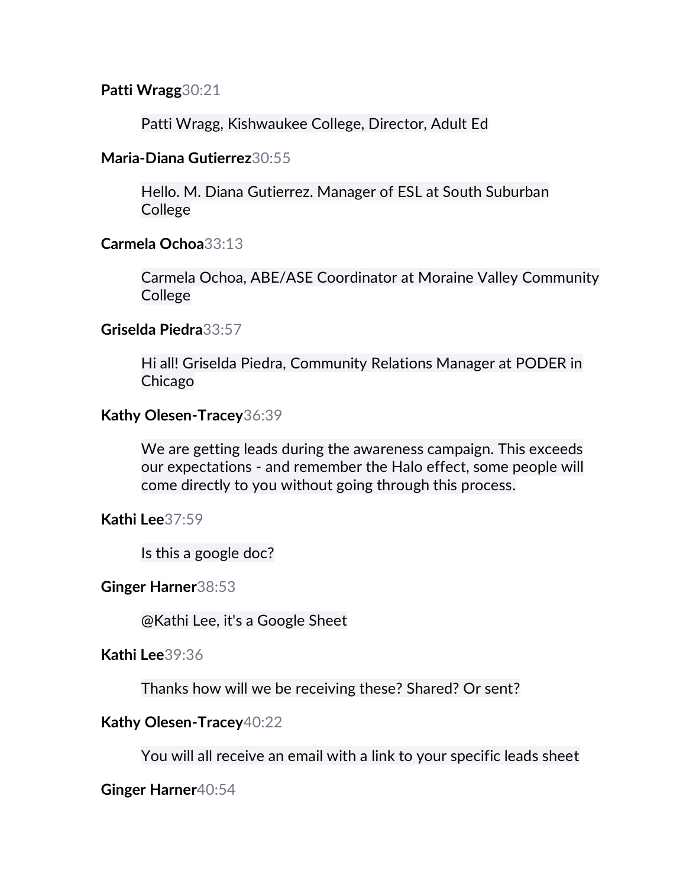**Patti Wragg**30:21

Patti Wragg, Kishwaukee College, Director, Adult Ed

**Maria-Diana Gutierrez**30:55

Hello. M. Diana Gutierrez. Manager of ESL at South Suburban College

**Carmela Ochoa**33:13

Carmela Ochoa, ABE/ASE Coordinator at Moraine Valley Community College

**Griselda Piedra**33:57

Hi all! Griselda Piedra, Community Relations Manager at PODER in Chicago

**Kathy Olesen-Tracey**36:39

We are getting leads during the awareness campaign. This exceeds our expectations - and remember the Halo effect, some people will come directly to you without going through this process.

**Kathi Lee**37:59

Is this a google doc?

**Ginger Harner**38:53

@Kathi Lee, it's a Google Sheet

**Kathi Lee**39:36

Thanks how will we be receiving these? Shared? Or sent?

**Kathy Olesen-Tracey**40:22

You will all receive an email with a link to your specific leads sheet

**Ginger Harner**40:54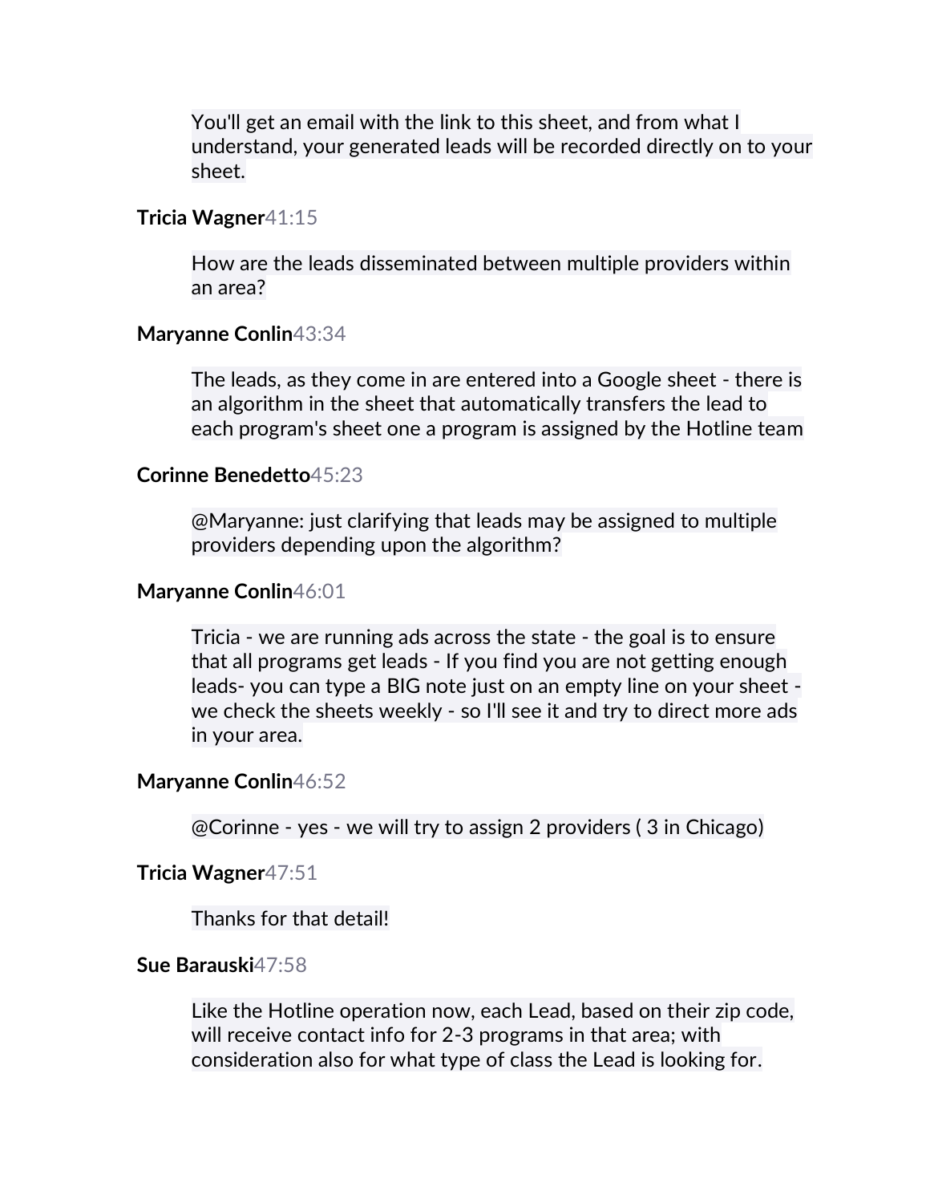You'll get an email with the link to this sheet, and from what I understand, your generated leads will be recorded directly on to your sheet.

**Tricia Wagner** 41:15

How are the leads disseminated between multiple providers within an area?

**Maryanne Conlin** 43:34

The leads, as they come in are entered into a Google sheet - there is an algorithm in the sheet that automatically transfers the lead to each program's sheet one a program is assigned by the Hotline team

**Corinne Benedetto** 45:23

@Maryanne: just clarifying that leads may be assigned to multiple providers depending upon the algorithm?

**Maryanne Conlin** 46:01

Tricia - we are running ads across the state - the goal is to ensure that all programs get leads - If you find you are not getting enough leads- you can type a BIG note just on an empty line on your sheet - we check the sheets weekly - so I'll see it and try to direct more ads in your area.

**Maryanne Conlin** 46:52

@Corinne - yes - we will try to assign 2 providers ( 3 in Chicago)

**Tricia Wagner** 47:51

Thanks for that detail!

**Sue Barauski** 47:58

Like the Hotline operation now, each Lead, based on their zip code, will receive contact info for 2-3 programs in that area; with consideration also for what type of class the Lead is looking for.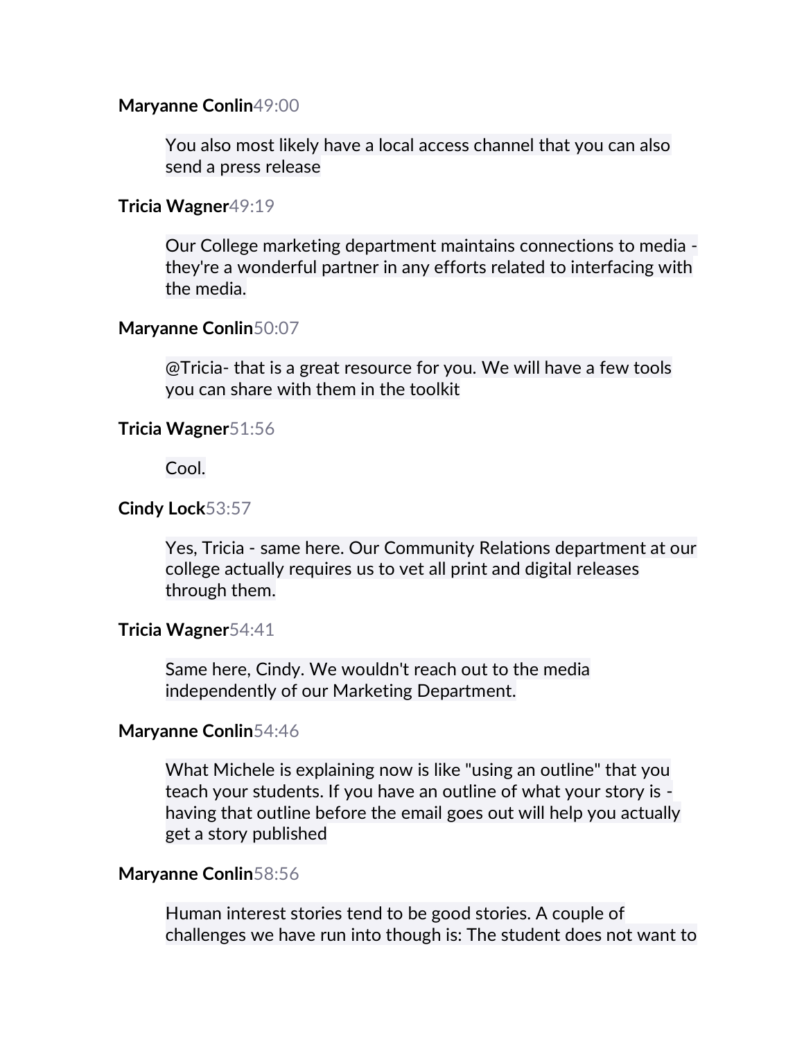**Maryanne Conlin** 49:00

You also most likely have a local access channel that you can also send a press release

**Tricia Wagner** 49:19

Our College marketing department maintains connections to media - they're a wonderful partner in any efforts related to interfacing with the media.

**Maryanne Conlin** 50:07

@Tricia- that is a great resource for you. We will have a few tools you can share with them in the toolkit

**Tricia Wagner** 51:56

Cool.

**Cindy Lock** 53:57

Yes, Tricia - same here. Our Community Relations department at our college actually requires us to vet all print and digital releases through them.

**Tricia Wagner** 54:41

Same here, Cindy. We wouldn't reach out to the media independently of our Marketing Department.

**Maryanne Conlin** 54:46

What Michele is explaining now is like "using an outline" that you teach your students. If you have an outline of what your story is - having that outline before the email goes out will help you actually get a story published

**Maryanne Conlin** 58:56

Human interest stories tend to be good stories. A couple of challenges we have run into though is: The student does not want to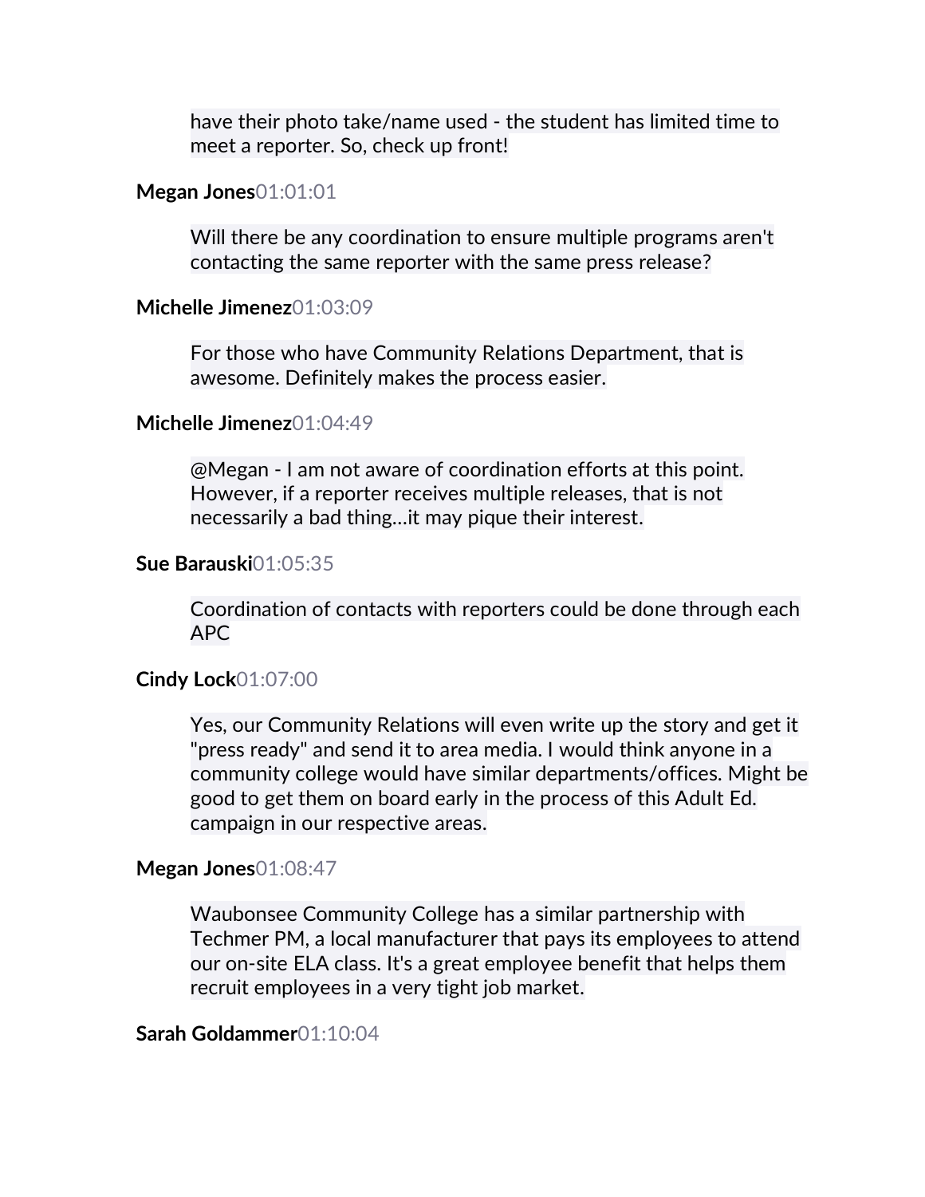have their photo take/name used - the student has limited time to meet a reporter. So, check up front!

**Megan Jones**01:01:01

> Will there be any coordination to ensure multiple programs aren't contacting the same reporter with the same press release?

**Michelle Jimenez**01:03:09

> For those who have Community Relations Department, that is awesome. Definitely makes the process easier.

**Michelle Jimenez**01:04:49

> @Megan - I am not aware of coordination efforts at this point. However, if a reporter receives multiple releases, that is not necessarily a bad thing...it may pique their interest.

**Sue Barauski**01:05:35

> Coordination of contacts with reporters could be done through each APC

**Cindy Lock**01:07:00

> Yes, our Community Relations will even write up the story and get it "press ready" and send it to area media. I would think anyone in a community college would have similar departments/offices. Might be good to get them on board early in the process of this Adult Ed. campaign in our respective areas.

**Megan Jones**01:08:47

> Waubonsee Community College has a similar partnership with Techmer PM, a local manufacturer that pays its employees to attend our on-site ELA class. It's a great employee benefit that helps them recruit employees in a very tight job market.

**Sarah Goldammer**01:10:04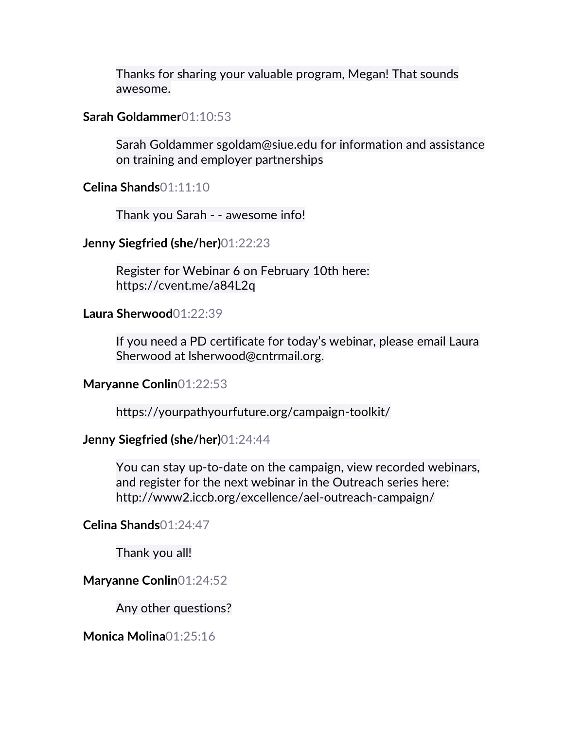Thanks for sharing your valuable program, Megan! That sounds awesome.

**Sarah Goldammer** 01:10:53

Sarah Goldammer sgoldam@siue.edu for information and assistance on training and employer partnerships

**Celina Shands** 01:11:10

Thank you Sarah - - awesome info!

**Jenny Siegfried (she/her)** 01:22:23

Register for Webinar 6 on February 10th here: https://cvent.me/a84L2q

**Laura Sherwood** 01:22:39

If you need a PD certificate for today's webinar, please email Laura Sherwood at lsherwood@cntrmail.org.

**Maryanne Conlin** 01:22:53

https://yourpathyourfuture.org/campaign-toolkit/

**Jenny Siegfried (she/her)** 01:24:44

You can stay up-to-date on the campaign, view recorded webinars, and register for the next webinar in the Outreach series here: http://www2.iccb.org/excellence/ael-outreach-campaign/

**Celina Shands** 01:24:47

Thank you all!

**Maryanne Conlin** 01:24:52

Any other questions?

**Monica Molina** 01:25:16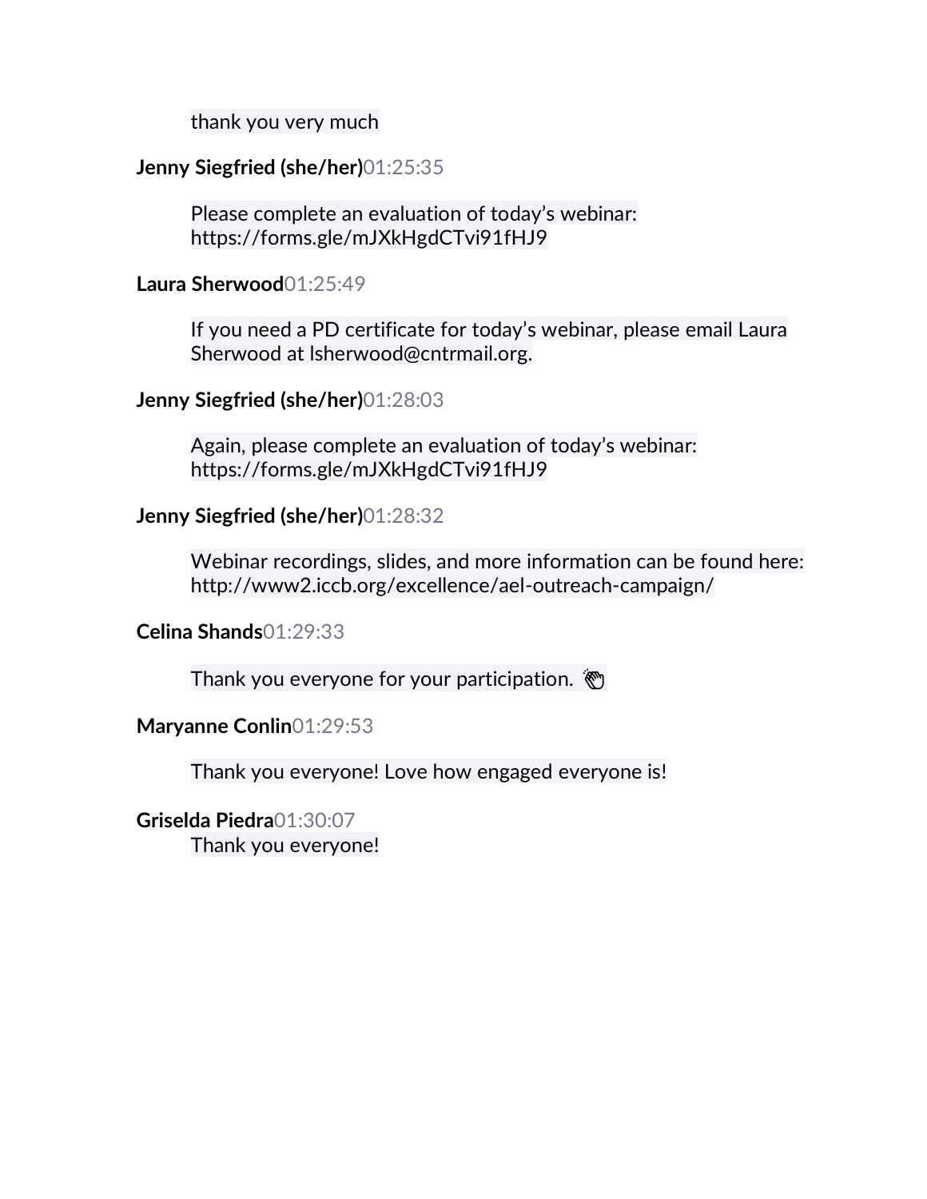thank you very much

**Jenny Siegfried (she/her)**01:25:35

Please complete an evaluation of today's webinar: https://forms.gle/mJXkHgdCTvi91fHJ9

**Laura Sherwood**01:25:49

If you need a PD certificate for today's webinar, please email Laura Sherwood at lsherwood@cntrmail.org.

**Jenny Siegfried (she/her)**01:28:03

Again, please complete an evaluation of today's webinar: https://forms.gle/mJXkHgdCTvi91fHJ9

**Jenny Siegfried (she/her)**01:28:32

Webinar recordings, slides, and more information can be found here: http://www2.iccb.org/excellence/ael-outreach-campaign/

**Celina Shands**01:29:33

Thank you everyone for your participation. 👏

**Maryanne Conlin**01:29:53

Thank you everyone! Love how engaged everyone is!

**Griselda Piedra**01:30:07

Thank you everyone!